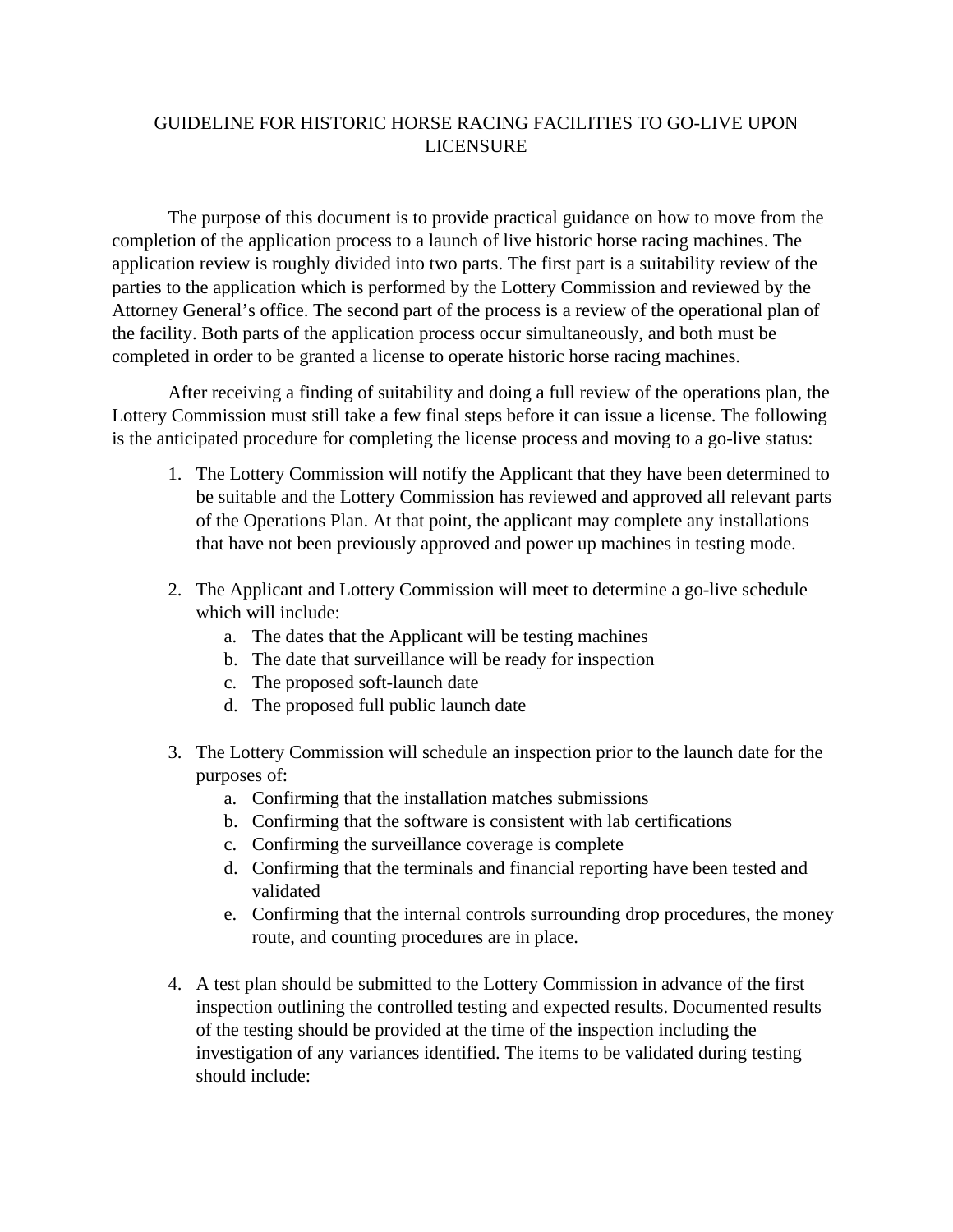# GUIDELINE FOR HISTORIC HORSE RACING FACILITIES TO GO-LIVE UPON LICENSURE

The purpose of this document is to provide practical guidance on how to move from the completion of the application process to a launch of live historic horse racing machines. The application review is roughly divided into two parts. The first part is a suitability review of the parties to the application which is performed by the Lottery Commission and reviewed by the Attorney General's office. The second part of the process is a review of the operational plan of the facility. Both parts of the application process occur simultaneously, and both must be completed in order to be granted a license to operate historic horse racing machines.

After receiving a finding of suitability and doing a full review of the operations plan, the Lottery Commission must still take a few final steps before it can issue a license. The following is the anticipated procedure for completing the license process and moving to a go-live status:

1. The Lottery Commission will notify the Applicant that they have been determined to be suitable and the Lottery Commission has reviewed and approved all relevant parts of the Operations Plan. At that point, the applicant may complete any installations that have not been previously approved and power up machines in testing mode.

2. The Applicant and Lottery Commission will meet to determine a go-live schedule which will include:
   a. The dates that the Applicant will be testing machines
   b. The date that surveillance will be ready for inspection
   c. The proposed soft-launch date
   d. The proposed full public launch date

3. The Lottery Commission will schedule an inspection prior to the launch date for the purposes of:
   a. Confirming that the installation matches submissions
   b. Confirming that the software is consistent with lab certifications
   c. Confirming the surveillance coverage is complete
   d. Confirming that the terminals and financial reporting have been tested and validated
   e. Confirming that the internal controls surrounding drop procedures, the money route, and counting procedures are in place.

4. A test plan should be submitted to the Lottery Commission in advance of the first inspection outlining the controlled testing and expected results. Documented results of the testing should be provided at the time of the inspection including the investigation of any variances identified. The items to be validated during testing should include: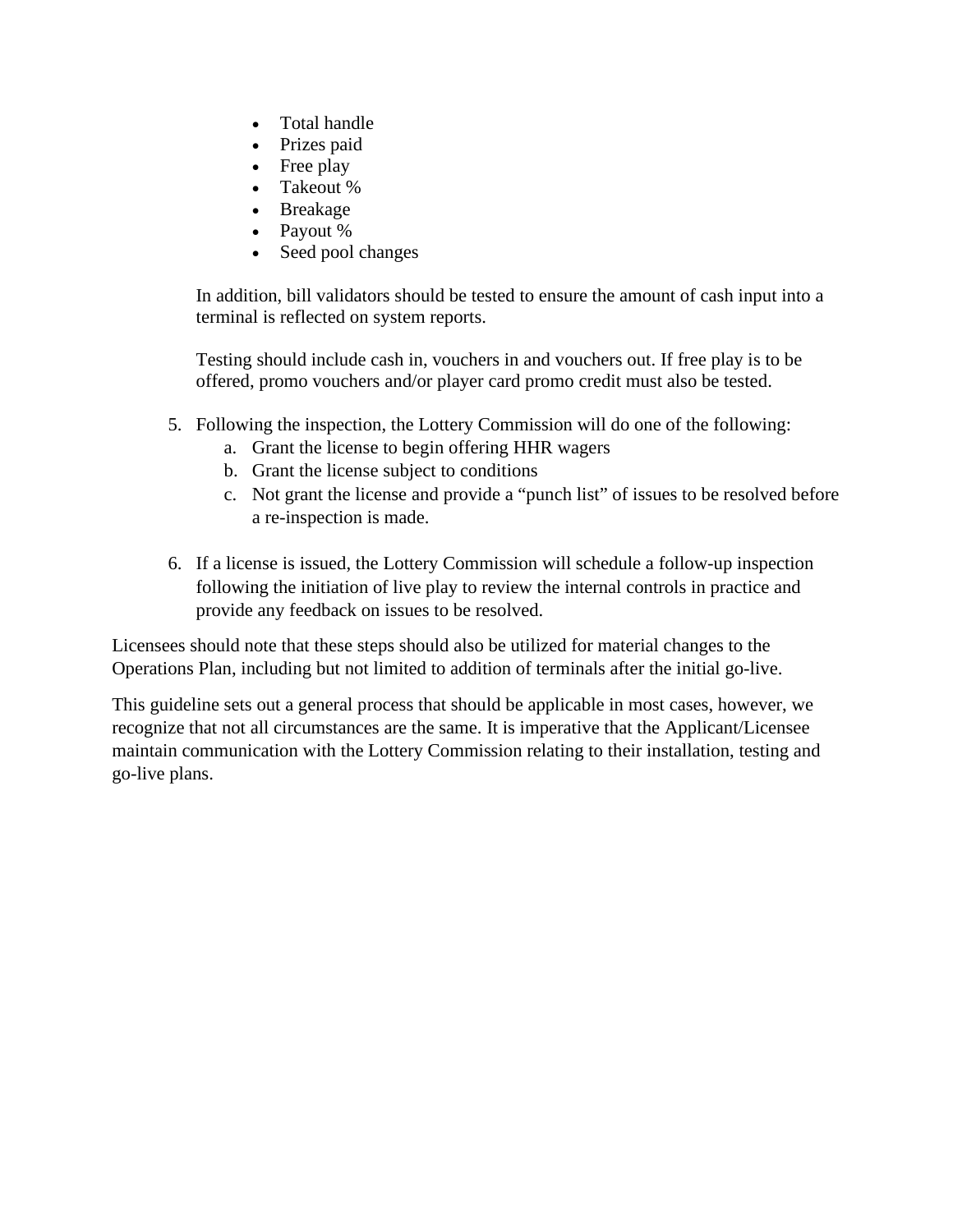- Total handle
- Prizes paid
- Free play
- Takeout %
- Breakage
- Payout %
- Seed pool changes

In addition, bill validators should be tested to ensure the amount of cash input into a terminal is reflected on system reports.

Testing should include cash in, vouchers in and vouchers out. If free play is to be offered, promo vouchers and/or player card promo credit must also be tested.

5. Following the inspection, the Lottery Commission will do one of the following:
   a. Grant the license to begin offering HHR wagers
   b. Grant the license subject to conditions
   c. Not grant the license and provide a "punch list" of issues to be resolved before a re-inspection is made.

6. If a license is issued, the Lottery Commission will schedule a follow-up inspection following the initiation of live play to review the internal controls in practice and provide any feedback on issues to be resolved.

Licensees should note that these steps should also be utilized for material changes to the Operations Plan, including but not limited to addition of terminals after the initial go-live.

This guideline sets out a general process that should be applicable in most cases, however, we recognize that not all circumstances are the same. It is imperative that the Applicant/Licensee maintain communication with the Lottery Commission relating to their installation, testing and go-live plans.